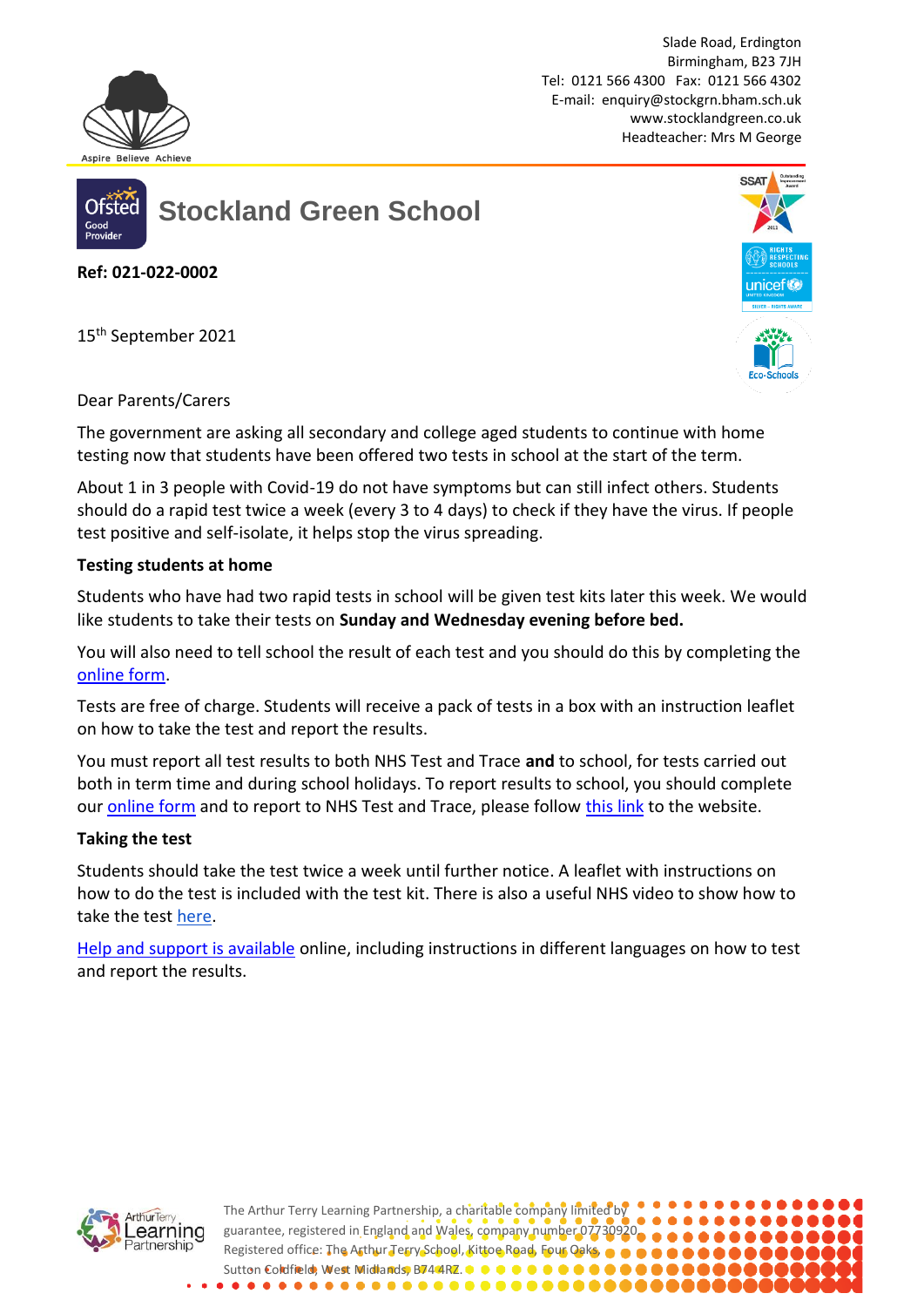Slade Road, Erdington
Birmingham, B23 7JH
Tel: 0121 566 4300 Fax: 0121 566 4302
E-mail: enquiry@stockgrn.bham.sch.uk
www.stocklandgreen.co.uk
Headteacher: Mrs M George

Aspire Believe Achieve

# Stockland Green School

**Ref: 021-022-0002**

15th September 2021

Dear Parents/Carers

The government are asking all secondary and college aged students to continue with home testing now that students have been offered two tests in school at the start of the term.

About 1 in 3 people with Covid-19 do not have symptoms but can still infect others. Students should do a rapid test twice a week (every 3 to 4 days) to check if they have the virus. If people test positive and self-isolate, it helps stop the virus spreading.

**Testing students at home**

Students who have had two rapid tests in school will be given test kits later this week. We would like students to take their tests on **Sunday and Wednesday evening before bed.**

You will also need to tell school the result of each test and you should do this by completing the online form.

Tests are free of charge. Students will receive a pack of tests in a box with an instruction leaflet on how to take the test and report the results.

You must report all test results to both NHS Test and Trace **and** to school, for tests carried out both in term time and during school holidays. To report results to school, you should complete our online form and to report to NHS Test and Trace, please follow this link to the website.

**Taking the test**

Students should take the test twice a week until further notice. A leaflet with instructions on how to do the test is included with the test kit. There is also a useful NHS video to show how to take the test here.

Help and support is available online, including instructions in different languages on how to test and report the results.

The Arthur Terry Learning Partnership, a charitable company limited by guarantee, registered in England and Wales, company number 07730920.
Registered office: The Arthur Terry School, Kittoe Road, Four Oaks, Sutton Coldfield, West Midlands, B74 4RZ.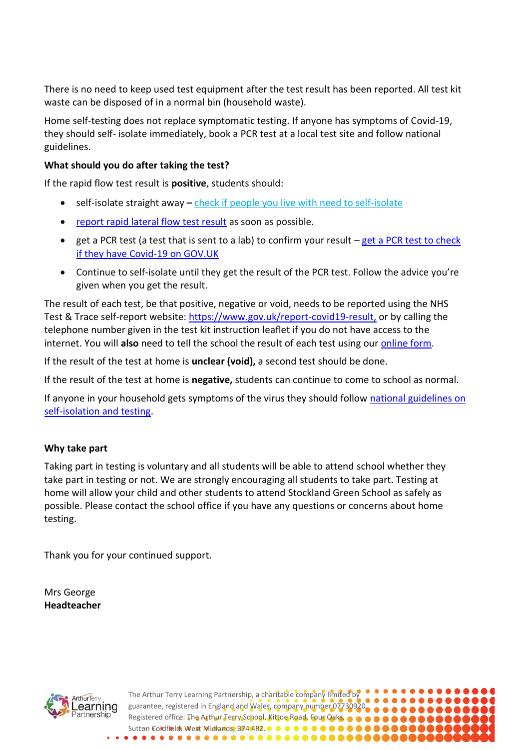There is no need to keep used test equipment after the test result has been reported. All test kit waste can be disposed of in a normal bin (household waste).

Home self-testing does not replace symptomatic testing. If anyone has symptoms of Covid-19, they should self- isolate immediately, book a PCR test at a local test site and follow national guidelines.

**What should you do after taking the test?**

If the rapid flow test result is **positive**, students should:

- self-isolate straight away **–** check if people you live with need to self-isolate
- report rapid lateral flow test result as soon as possible.
- get a PCR test (a test that is sent to a lab) to confirm your result – get a PCR test to check if they have Covid-19 on GOV.UK
- Continue to self-isolate until they get the result of the PCR test. Follow the advice you're given when you get the result.

The result of each test, be that positive, negative or void, needs to be reported using the NHS Test & Trace self-report website: https://www.gov.uk/report-covid19-result, or by calling the telephone number given in the test kit instruction leaflet if you do not have access to the internet. You will **also** need to tell the school the result of each test using our online form.

If the result of the test at home is **unclear (void),** a second test should be done.

If the result of the test at home is **negative,** students can continue to come to school as normal.

If anyone in your household gets symptoms of the virus they should follow national guidelines on self-isolation and testing.

**Why take part**

Taking part in testing is voluntary and all students will be able to attend school whether they take part in testing or not. We are strongly encouraging all students to take part. Testing at home will allow your child and other students to attend Stockland Green School as safely as possible. Please contact the school office if you have any questions or concerns about home testing.

Thank you for your continued support.

Mrs George
**Headteacher**

The Arthur Terry Learning Partnership, a charitable company limited by guarantee, registered in England and Wales, company number 07730920. Registered office: The Arthur Terry School, Kittoe Road, Four Oaks, Sutton Coldfield, West Midlands, B74 4RZ.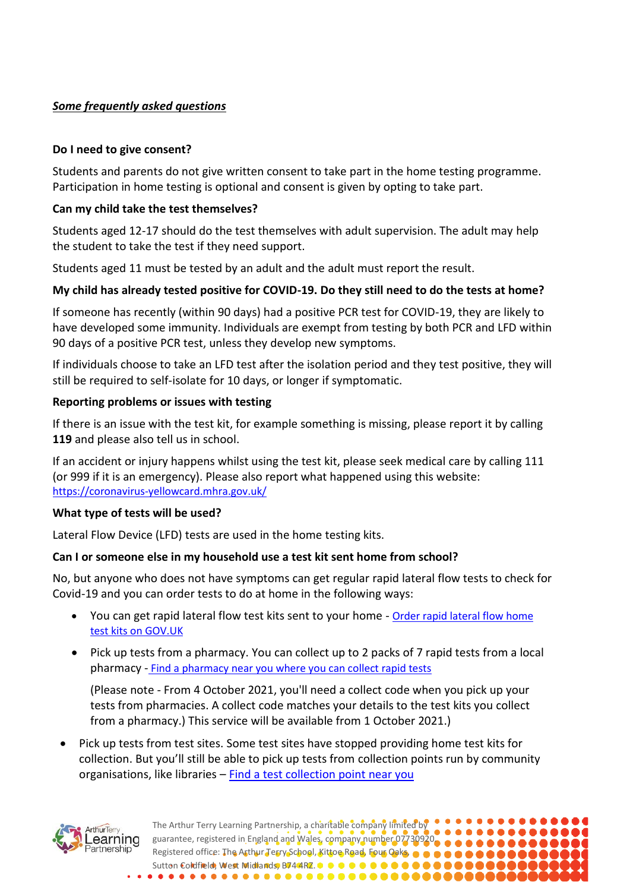***Some frequently asked questions***

**Do I need to give consent?**

Students and parents do not give written consent to take part in the home testing programme. Participation in home testing is optional and consent is given by opting to take part.

**Can my child take the test themselves?**

Students aged 12-17 should do the test themselves with adult supervision. The adult may help the student to take the test if they need support.

Students aged 11 must be tested by an adult and the adult must report the result.

**My child has already tested positive for COVID-19. Do they still need to do the tests at home?**

If someone has recently (within 90 days) had a positive PCR test for COVID-19, they are likely to have developed some immunity. Individuals are exempt from testing by both PCR and LFD within 90 days of a positive PCR test, unless they develop new symptoms.

If individuals choose to take an LFD test after the isolation period and they test positive, they will still be required to self-isolate for 10 days, or longer if symptomatic.

**Reporting problems or issues with testing**

If there is an issue with the test kit, for example something is missing, please report it by calling **119** and please also tell us in school.

If an accident or injury happens whilst using the test kit, please seek medical care by calling 111 (or 999 if it is an emergency). Please also report what happened using this website: https://coronavirus-yellowcard.mhra.gov.uk/

**What type of tests will be used?**

Lateral Flow Device (LFD) tests are used in the home testing kits.

**Can I or someone else in my household use a test kit sent home from school?**

No, but anyone who does not have symptoms can get regular rapid lateral flow tests to check for Covid-19 and you can order tests to do at home in the following ways:

- You can get rapid lateral flow test kits sent to your home - Order rapid lateral flow home test kits on GOV.UK
- Pick up tests from a pharmacy. You can collect up to 2 packs of 7 rapid tests from a local pharmacy - Find a pharmacy near you where you can collect rapid tests

  (Please note - From 4 October 2021, you'll need a collect code when you pick up your tests from pharmacies. A collect code matches your details to the test kits you collect from a pharmacy.) This service will be available from 1 October 2021.)

- Pick up tests from test sites. Some test sites have stopped providing home test kits for collection. But you'll still be able to pick up tests from collection points run by community organisations, like libraries – Find a test collection point near you

The Arthur Terry Learning Partnership, a charitable company limited by guarantee, registered in England and Wales, company number 07730920. Registered office: The Arthur Terry School, Kittoe Road, Four Oaks, Sutton Coldfield, West Midlands, B74 4RZ.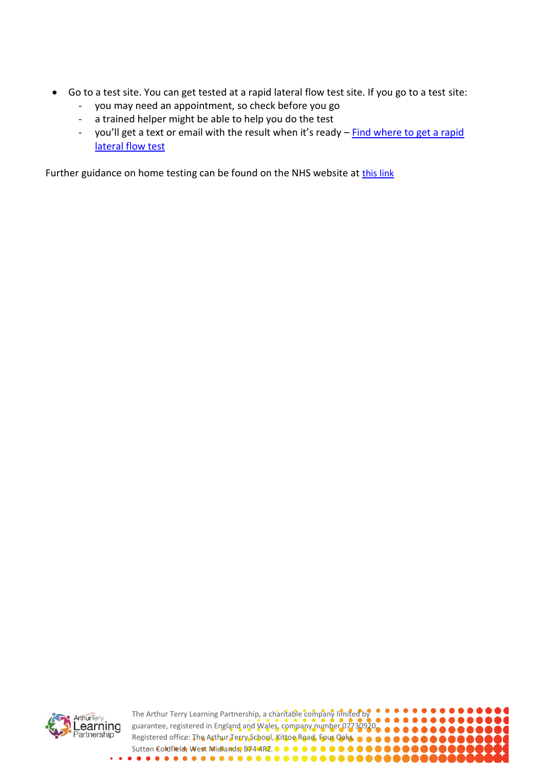- Go to a test site. You can get tested at a rapid lateral flow test site. If you go to a test site:
  - you may need an appointment, so check before you go
  - a trained helper might be able to help you do the test
  - you'll get a text or email with the result when it's ready – Find where to get a rapid lateral flow test

Further guidance on home testing can be found on the NHS website at this link